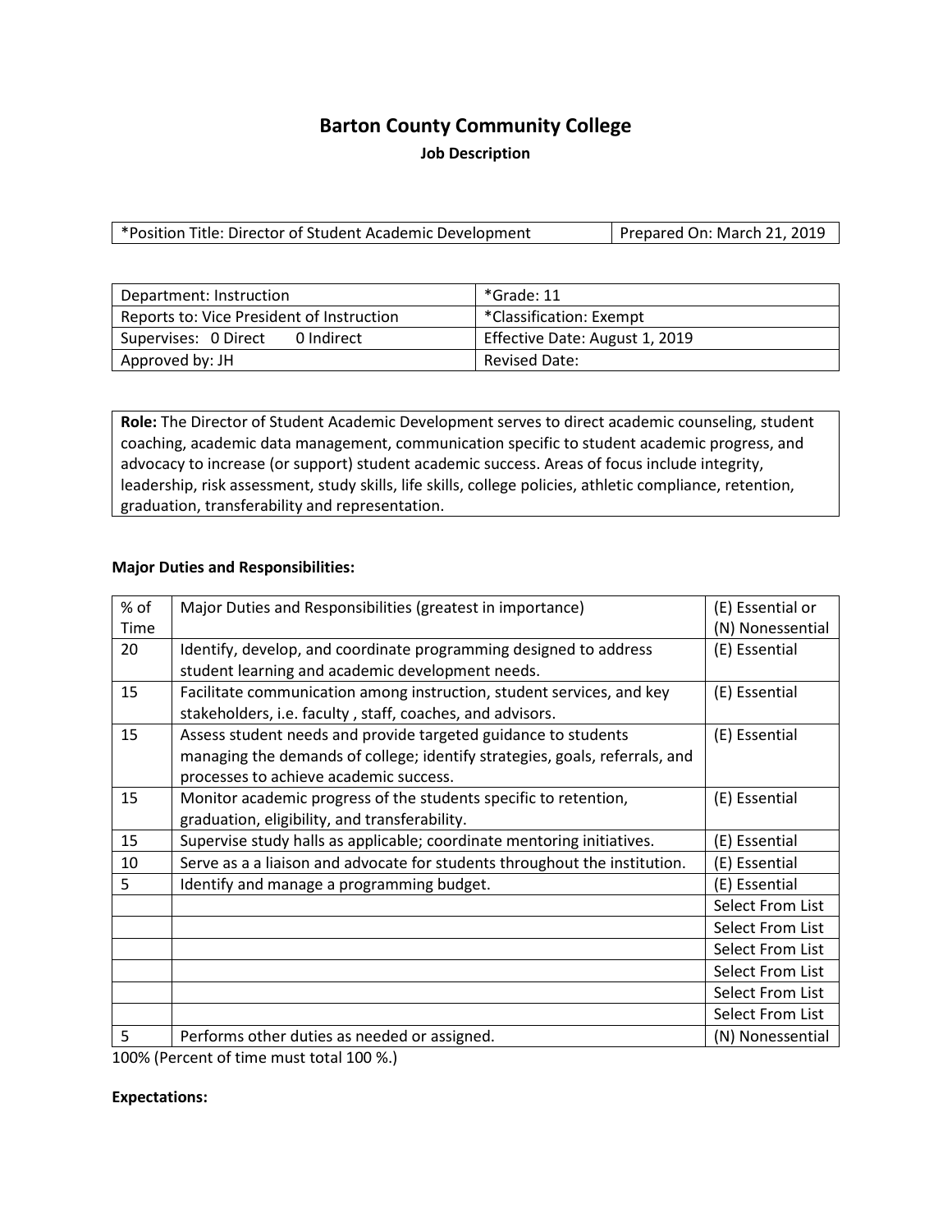# Barton County Community College

**Job Description**

| *Position Title: Director of Student Academic Development | Prepared On: March 21, 2019 |
|---|---|

| Department: Instruction | *Grade: 11 |
|---|---|
| Reports to: Vice President of Instruction | *Classification: Exempt |
| Supervises: 0 Direct 0 Indirect | Effective Date: August 1, 2019 |
| Approved by: JH | Revised Date: |

**Role:** The Director of Student Academic Development serves to direct academic counseling, student coaching, academic data management, communication specific to student academic progress, and advocacy to increase (or support) student academic success. Areas of focus include integrity, leadership, risk assessment, study skills, life skills, college policies, athletic compliance, retention, graduation, transferability and representation.

**Major Duties and Responsibilities:**

| % of Time | Major Duties and Responsibilities (greatest in importance) | (E) Essential or (N) Nonessential |
|---|---|---|
| 20 | Identify, develop, and coordinate programming designed to address student learning and academic development needs. | (E) Essential |
| 15 | Facilitate communication among instruction, student services, and key stakeholders, i.e. faculty , staff, coaches, and advisors. | (E) Essential |
| 15 | Assess student needs and provide targeted guidance to students managing the demands of college; identify strategies, goals, referrals, and processes to achieve academic success. | (E) Essential |
| 15 | Monitor academic progress of the students specific to retention, graduation, eligibility, and transferability. | (E) Essential |
| 15 | Supervise study halls as applicable; coordinate mentoring initiatives. | (E) Essential |
| 10 | Serve as a a liaison and advocate for students throughout the institution. | (E) Essential |
| 5 | Identify and manage a programming budget. | (E) Essential |
| | | Select From List |
| | | Select From List |
| | | Select From List |
| | | Select From List |
| | | Select From List |
| | | Select From List |
| 5 | Performs other duties as needed or assigned. | (N) Nonessential |

100% (Percent of time must total 100 %.)

**Expectations:**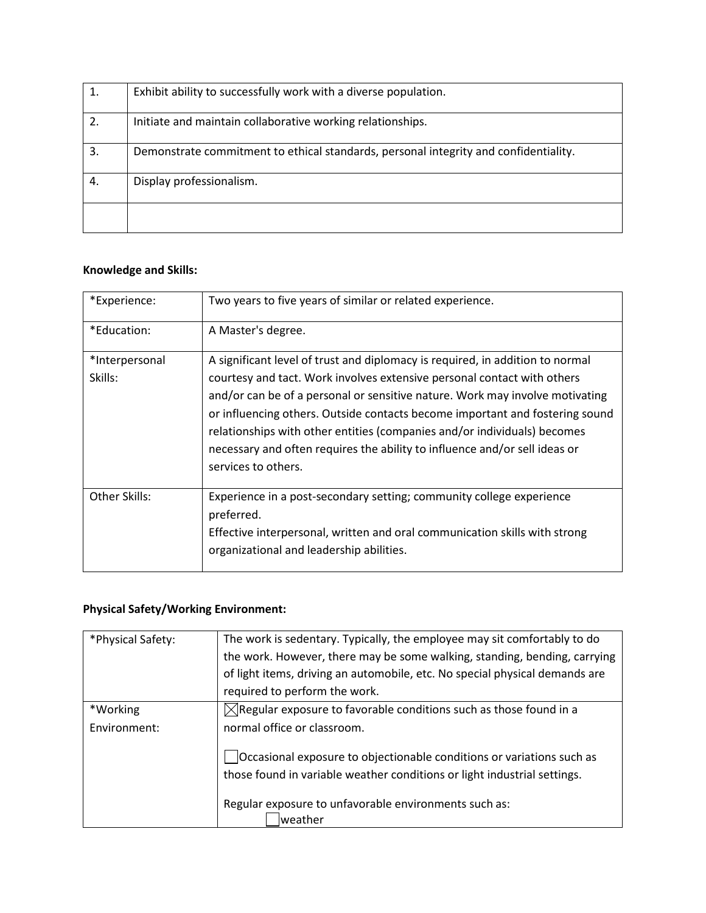| | |
|---|---|
| 1. | Exhibit ability to successfully work with a diverse population. |
| 2. | Initiate and maintain collaborative working relationships. |
| 3. | Demonstrate commitment to ethical standards, personal integrity and confidentiality. |
| 4. | Display professionalism. |
| | |

**Knowledge and Skills:**

| | |
|---|---|
| *Experience: | Two years to five years of similar or related experience. |
| *Education: | A Master's degree. |
| *Interpersonal Skills: | A significant level of trust and diplomacy is required, in addition to normal courtesy and tact. Work involves extensive personal contact with others and/or can be of a personal or sensitive nature. Work may involve motivating or influencing others. Outside contacts become important and fostering sound relationships with other entities (companies and/or individuals) becomes necessary and often requires the ability to influence and/or sell ideas or services to others. |
| Other Skills: | Experience in a post-secondary setting; community college experience preferred.<br>Effective interpersonal, written and oral communication skills with strong organizational and leadership abilities. |

**Physical Safety/Working Environment:**

| | |
|---|---|
| *Physical Safety: | The work is sedentary. Typically, the employee may sit comfortably to do the work. However, there may be some walking, standing, bending, carrying of light items, driving an automobile, etc. No special physical demands are required to perform the work. |
| *Working Environment: | ☒ Regular exposure to favorable conditions such as those found in a normal office or classroom.<br><br>☐ Occasional exposure to objectionable conditions or variations such as those found in variable weather conditions or light industrial settings.<br><br>Regular exposure to unfavorable environments such as:<br>☐ weather |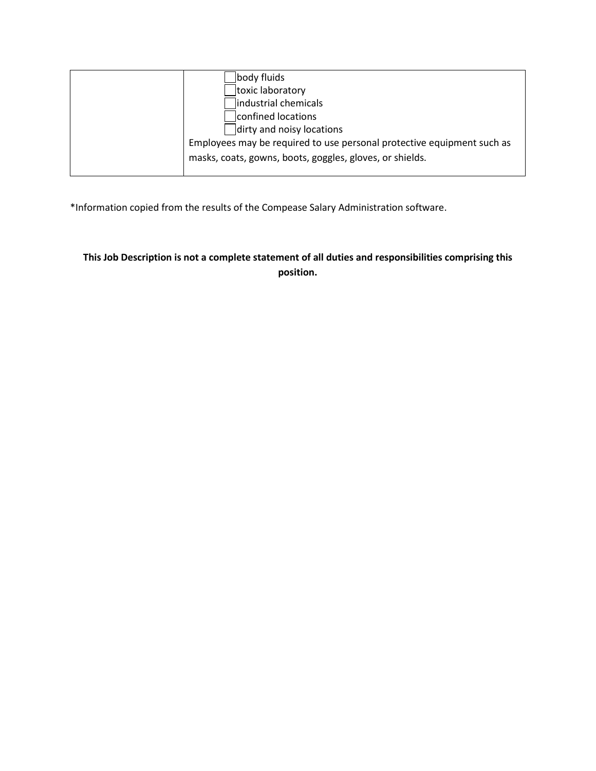| | |
|---|---|
| | ☐ body fluids<br>☐ toxic laboratory<br>☐ industrial chemicals<br>☐ confined locations<br>☐ dirty and noisy locations<br>Employees may be required to use personal protective equipment such as masks, coats, gowns, boots, goggles, gloves, or shields. |

*Information copied from the results of the Compease Salary Administration software.

**This Job Description is not a complete statement of all duties and responsibilities comprising this position.**